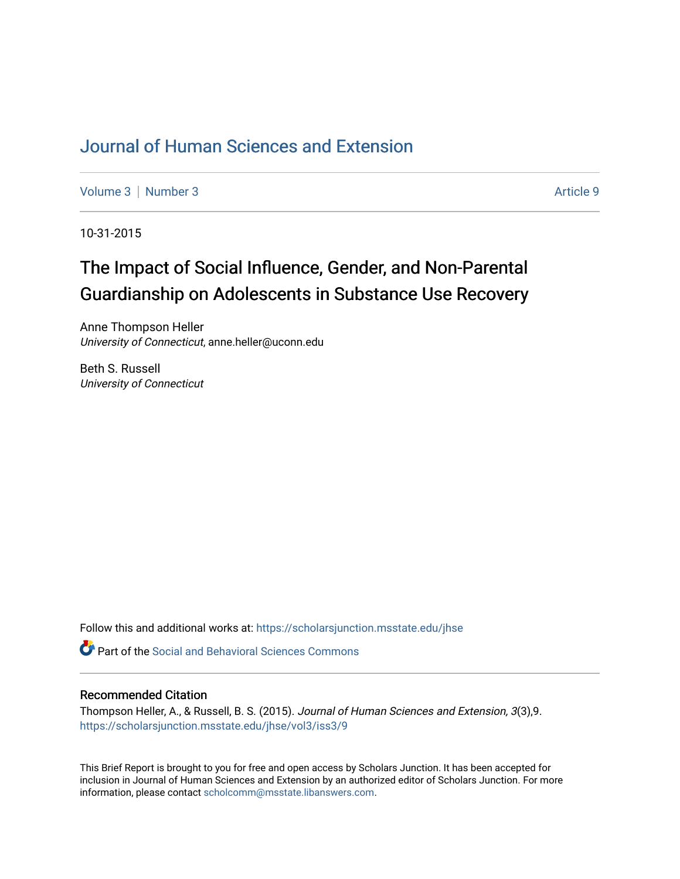# Journal of Human Sciences and Extension

Volume 3 | Number 3 Article 9

10-31-2015

## The Impact of Social Influence, Gender, and Non-Parental Guardianship on Adolescents in Substance Use Recovery

Anne Thompson Heller
*University of Connecticut*, anne.heller@uconn.edu

Beth S. Russell
*University of Connecticut*

Follow this and additional works at: https://scholarsjunction.msstate.edu/jhse

Part of the Social and Behavioral Sciences Commons

### Recommended Citation

Thompson Heller, A., & Russell, B. S. (2015). *Journal of Human Sciences and Extension, 3*(3),9. https://scholarsjunction.msstate.edu/jhse/vol3/iss3/9

This Brief Report is brought to you for free and open access by Scholars Junction. It has been accepted for inclusion in Journal of Human Sciences and Extension by an authorized editor of Scholars Junction. For more information, please contact scholcomm@msstate.libanswers.com.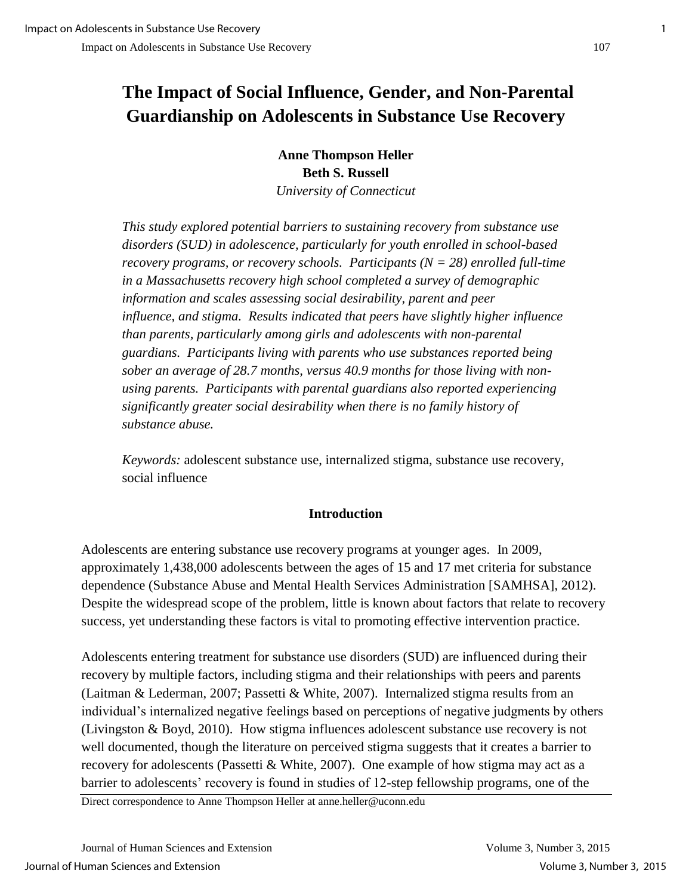# The Impact of Social Influence, Gender, and Non-Parental Guardianship on Adolescents in Substance Use Recovery

**Anne Thompson Heller**
**Beth S. Russell**
*University of Connecticut*

*This study explored potential barriers to sustaining recovery from substance use disorders (SUD) in adolescence, particularly for youth enrolled in school-based recovery programs, or recovery schools. Participants (N = 28) enrolled full-time in a Massachusetts recovery high school completed a survey of demographic information and scales assessing social desirability, parent and peer influence, and stigma. Results indicated that peers have slightly higher influence than parents, particularly among girls and adolescents with non-parental guardians. Participants living with parents who use substances reported being sober an average of 28.7 months, versus 40.9 months for those living with non-using parents. Participants with parental guardians also reported experiencing significantly greater social desirability when there is no family history of substance abuse.*

*Keywords:* adolescent substance use, internalized stigma, substance use recovery, social influence

## Introduction

Adolescents are entering substance use recovery programs at younger ages. In 2009, approximately 1,438,000 adolescents between the ages of 15 and 17 met criteria for substance dependence (Substance Abuse and Mental Health Services Administration [SAMHSA], 2012). Despite the widespread scope of the problem, little is known about factors that relate to recovery success, yet understanding these factors is vital to promoting effective intervention practice.

Adolescents entering treatment for substance use disorders (SUD) are influenced during their recovery by multiple factors, including stigma and their relationships with peers and parents (Laitman & Lederman, 2007; Passetti & White, 2007). Internalized stigma results from an individual's internalized negative feelings based on perceptions of negative judgments by others (Livingston & Boyd, 2010). How stigma influences adolescent substance use recovery is not well documented, though the literature on perceived stigma suggests that it creates a barrier to recovery for adolescents (Passetti & White, 2007). One example of how stigma may act as a barrier to adolescents' recovery is found in studies of 12-step fellowship programs, one of the

Direct correspondence to Anne Thompson Heller at anne.heller@uconn.edu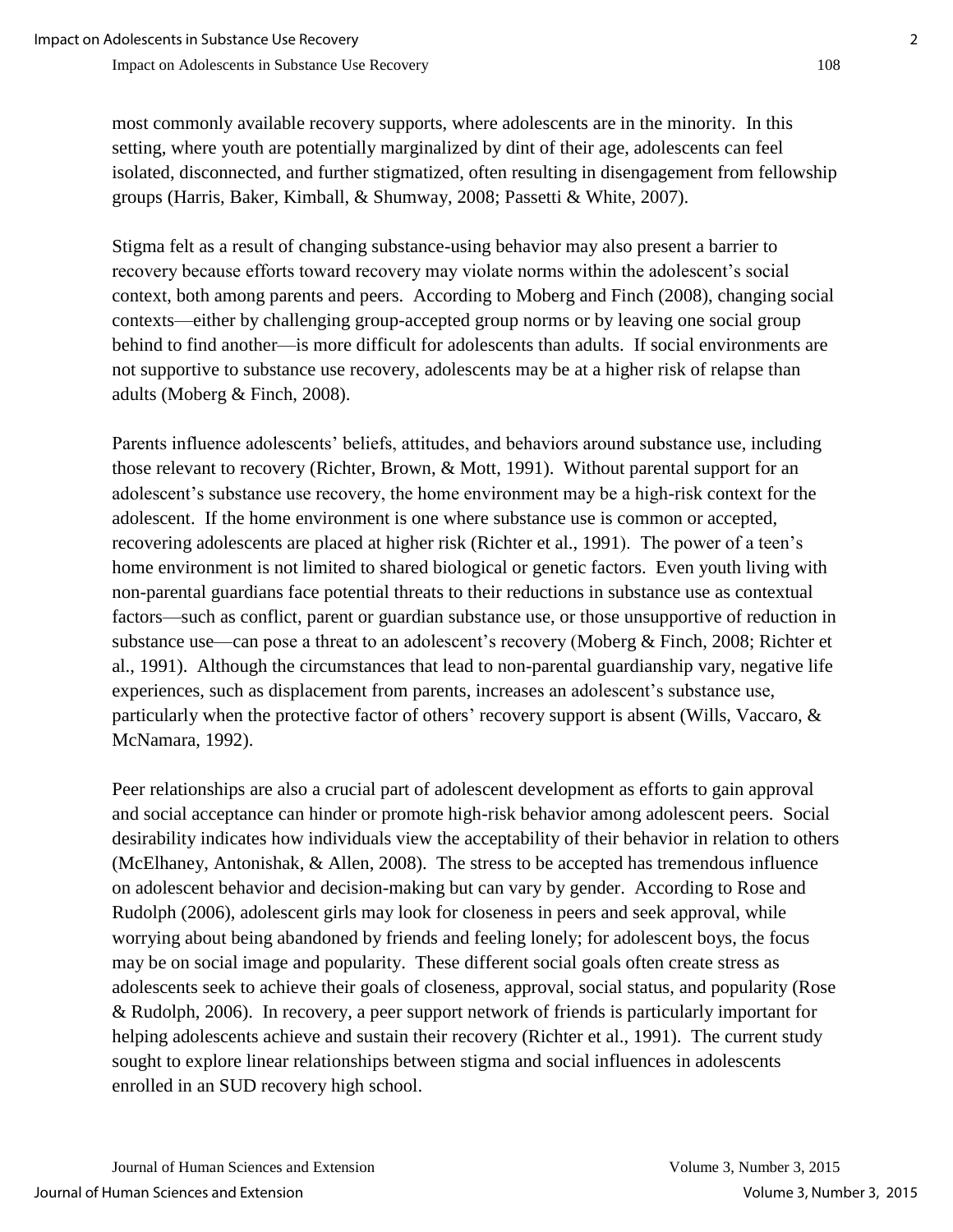most commonly available recovery supports, where adolescents are in the minority. In this setting, where youth are potentially marginalized by dint of their age, adolescents can feel isolated, disconnected, and further stigmatized, often resulting in disengagement from fellowship groups (Harris, Baker, Kimball, & Shumway, 2008; Passetti & White, 2007).

Stigma felt as a result of changing substance-using behavior may also present a barrier to recovery because efforts toward recovery may violate norms within the adolescent's social context, both among parents and peers. According to Moberg and Finch (2008), changing social contexts—either by challenging group-accepted group norms or by leaving one social group behind to find another—is more difficult for adolescents than adults. If social environments are not supportive to substance use recovery, adolescents may be at a higher risk of relapse than adults (Moberg & Finch, 2008).

Parents influence adolescents' beliefs, attitudes, and behaviors around substance use, including those relevant to recovery (Richter, Brown, & Mott, 1991). Without parental support for an adolescent's substance use recovery, the home environment may be a high-risk context for the adolescent. If the home environment is one where substance use is common or accepted, recovering adolescents are placed at higher risk (Richter et al., 1991). The power of a teen's home environment is not limited to shared biological or genetic factors. Even youth living with non-parental guardians face potential threats to their reductions in substance use as contextual factors—such as conflict, parent or guardian substance use, or those unsupportive of reduction in substance use—can pose a threat to an adolescent's recovery (Moberg & Finch, 2008; Richter et al., 1991). Although the circumstances that lead to non-parental guardianship vary, negative life experiences, such as displacement from parents, increases an adolescent's substance use, particularly when the protective factor of others' recovery support is absent (Wills, Vaccaro, & McNamara, 1992).

Peer relationships are also a crucial part of adolescent development as efforts to gain approval and social acceptance can hinder or promote high-risk behavior among adolescent peers. Social desirability indicates how individuals view the acceptability of their behavior in relation to others (McElhaney, Antonishak, & Allen, 2008). The stress to be accepted has tremendous influence on adolescent behavior and decision-making but can vary by gender. According to Rose and Rudolph (2006), adolescent girls may look for closeness in peers and seek approval, while worrying about being abandoned by friends and feeling lonely; for adolescent boys, the focus may be on social image and popularity. These different social goals often create stress as adolescents seek to achieve their goals of closeness, approval, social status, and popularity (Rose & Rudolph, 2006). In recovery, a peer support network of friends is particularly important for helping adolescents achieve and sustain their recovery (Richter et al., 1991). The current study sought to explore linear relationships between stigma and social influences in adolescents enrolled in an SUD recovery high school.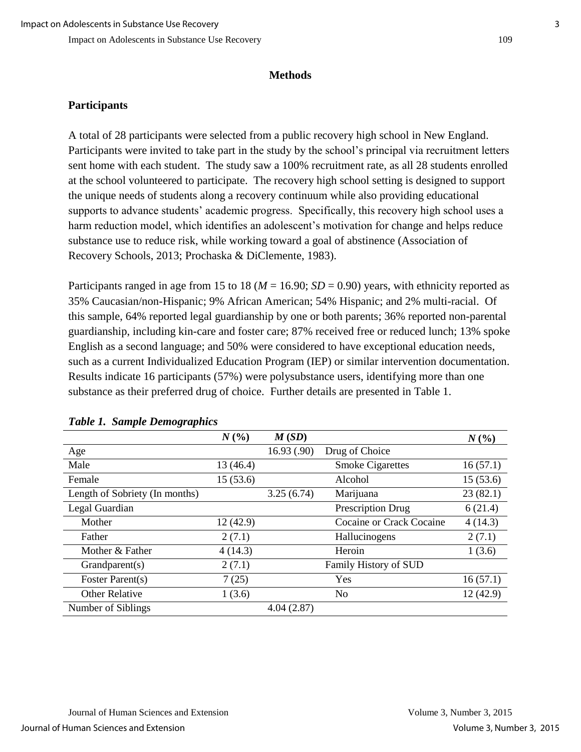## Methods

### Participants

A total of 28 participants were selected from a public recovery high school in New England. Participants were invited to take part in the study by the school's principal via recruitment letters sent home with each student. The study saw a 100% recruitment rate, as all 28 students enrolled at the school volunteered to participate. The recovery high school setting is designed to support the unique needs of students along a recovery continuum while also providing educational supports to advance students' academic progress. Specifically, this recovery high school uses a harm reduction model, which identifies an adolescent's motivation for change and helps reduce substance use to reduce risk, while working toward a goal of abstinence (Association of Recovery Schools, 2013; Prochaska & DiClemente, 1983).

Participants ranged in age from 15 to 18 ($M$ = 16.90; $SD$ = 0.90) years, with ethnicity reported as 35% Caucasian/non-Hispanic; 9% African American; 54% Hispanic; and 2% multi-racial. Of this sample, 64% reported legal guardianship by one or both parents; 36% reported non-parental guardianship, including kin-care and foster care; 87% received free or reduced lunch; 13% spoke English as a second language; and 50% were considered to have exceptional education needs, such as a current Individualized Education Program (IEP) or similar intervention documentation. Results indicate 16 participants (57%) were polysubstance users, identifying more than one substance as their preferred drug of choice. Further details are presented in Table 1.

***Table 1. Sample Demographics***

| | ***N* (%)** | ***M* (*SD*)** | | ***N* (%)** |
|---|---|---|---|---|
| Age | | 16.93 (.90) | Drug of Choice | |
| Male | 13 (46.4) | | Smoke Cigarettes | 16 (57.1) |
| Female | 15 (53.6) | | Alcohol | 15 (53.6) |
| Length of Sobriety (In months) | | 3.25 (6.74) | Marijuana | 23 (82.1) |
| Legal Guardian | | | Prescription Drug | 6 (21.4) |
| Mother | 12 (42.9) | | Cocaine or Crack Cocaine | 4 (14.3) |
| Father | 2 (7.1) | | Hallucinogens | 2 (7.1) |
| Mother & Father | 4 (14.3) | | Heroin | 1 (3.6) |
| Grandparent(s) | 2 (7.1) | | Family History of SUD | |
| Foster Parent(s) | 7 (25) | | Yes | 16 (57.1) |
| Other Relative | 1 (3.6) | | No | 12 (42.9) |
| Number of Siblings | | 4.04 (2.87) | | |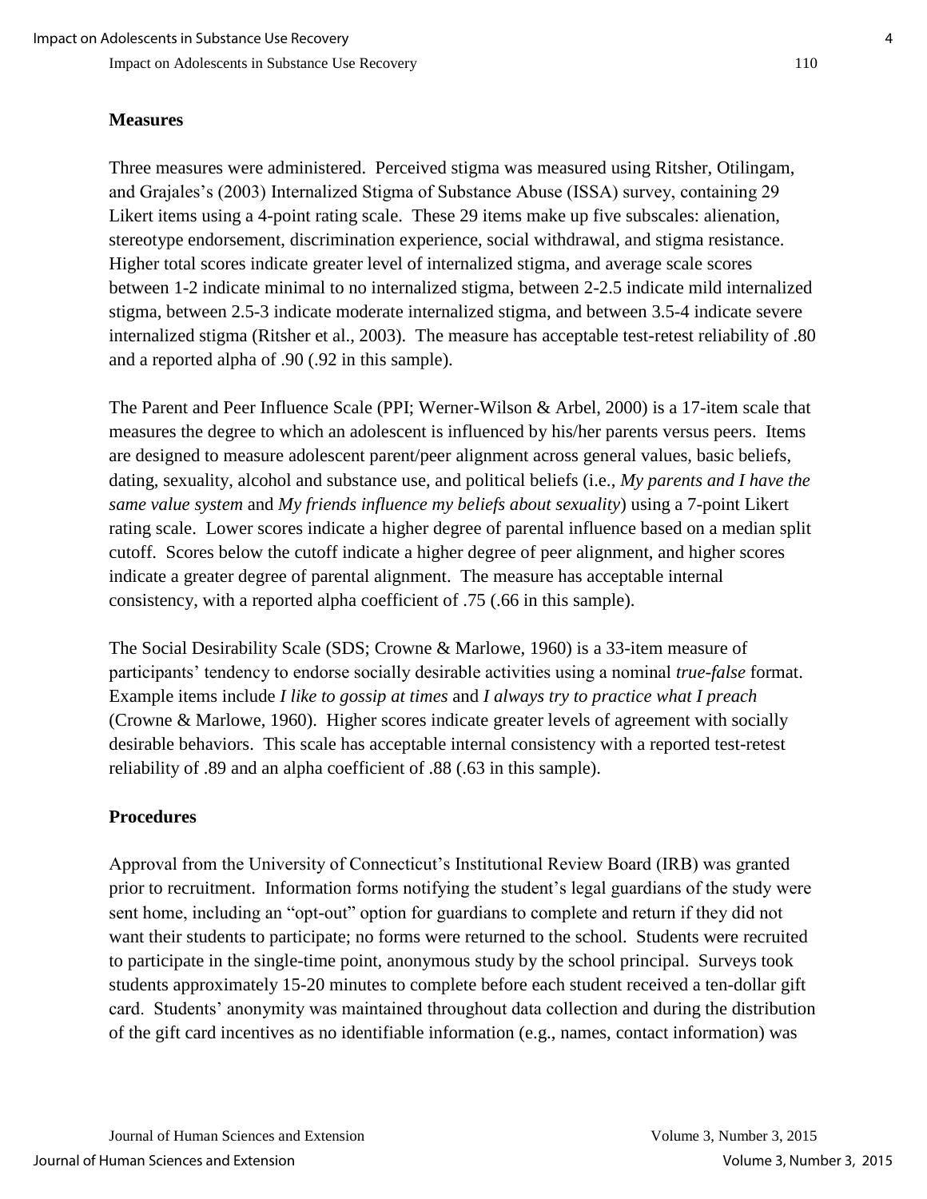**Measures**

Three measures were administered. Perceived stigma was measured using Ritsher, Otilingam, and Grajales's (2003) Internalized Stigma of Substance Abuse (ISSA) survey, containing 29 Likert items using a 4-point rating scale. These 29 items make up five subscales: alienation, stereotype endorsement, discrimination experience, social withdrawal, and stigma resistance. Higher total scores indicate greater level of internalized stigma, and average scale scores between 1-2 indicate minimal to no internalized stigma, between 2-2.5 indicate mild internalized stigma, between 2.5-3 indicate moderate internalized stigma, and between 3.5-4 indicate severe internalized stigma (Ritsher et al., 2003). The measure has acceptable test-retest reliability of .80 and a reported alpha of .90 (.92 in this sample).

The Parent and Peer Influence Scale (PPI; Werner-Wilson & Arbel, 2000) is a 17-item scale that measures the degree to which an adolescent is influenced by his/her parents versus peers. Items are designed to measure adolescent parent/peer alignment across general values, basic beliefs, dating, sexuality, alcohol and substance use, and political beliefs (i.e., *My parents and I have the same value system* and *My friends influence my beliefs about sexuality*) using a 7-point Likert rating scale. Lower scores indicate a higher degree of parental influence based on a median split cutoff. Scores below the cutoff indicate a higher degree of peer alignment, and higher scores indicate a greater degree of parental alignment. The measure has acceptable internal consistency, with a reported alpha coefficient of .75 (.66 in this sample).

The Social Desirability Scale (SDS; Crowne & Marlowe, 1960) is a 33-item measure of participants' tendency to endorse socially desirable activities using a nominal *true-false* format. Example items include *I like to gossip at times* and *I always try to practice what I preach* (Crowne & Marlowe, 1960). Higher scores indicate greater levels of agreement with socially desirable behaviors. This scale has acceptable internal consistency with a reported test-retest reliability of .89 and an alpha coefficient of .88 (.63 in this sample).

**Procedures**

Approval from the University of Connecticut's Institutional Review Board (IRB) was granted prior to recruitment. Information forms notifying the student's legal guardians of the study were sent home, including an "opt-out" option for guardians to complete and return if they did not want their students to participate; no forms were returned to the school. Students were recruited to participate in the single-time point, anonymous study by the school principal. Surveys took students approximately 15-20 minutes to complete before each student received a ten-dollar gift card. Students' anonymity was maintained throughout data collection and during the distribution of the gift card incentives as no identifiable information (e.g., names, contact information) was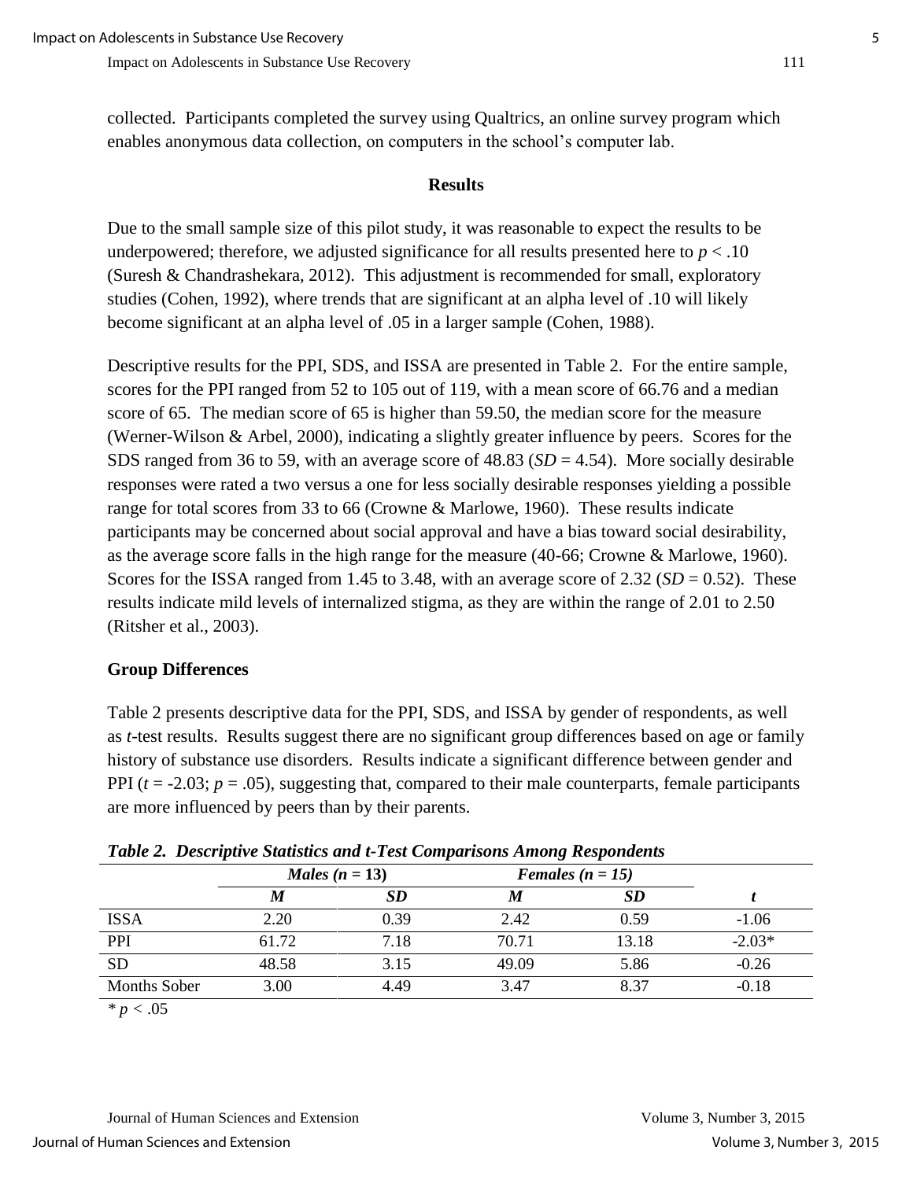collected. Participants completed the survey using Qualtrics, an online survey program which enables anonymous data collection, on computers in the school's computer lab.

## Results

Due to the small sample size of this pilot study, it was reasonable to expect the results to be underpowered; therefore, we adjusted significance for all results presented here to $p < .10$ (Suresh & Chandrashekara, 2012). This adjustment is recommended for small, exploratory studies (Cohen, 1992), where trends that are significant at an alpha level of .10 will likely become significant at an alpha level of .05 in a larger sample (Cohen, 1988).

Descriptive results for the PPI, SDS, and ISSA are presented in Table 2. For the entire sample, scores for the PPI ranged from 52 to 105 out of 119, with a mean score of 66.76 and a median score of 65. The median score of 65 is higher than 59.50, the median score for the measure (Werner-Wilson & Arbel, 2000), indicating a slightly greater influence by peers. Scores for the SDS ranged from 36 to 59, with an average score of 48.83 ($SD = 4.54$). More socially desirable responses were rated a two versus a one for less socially desirable responses yielding a possible range for total scores from 33 to 66 (Crowne & Marlowe, 1960). These results indicate participants may be concerned about social approval and have a bias toward social desirability, as the average score falls in the high range for the measure (40-66; Crowne & Marlowe, 1960). Scores for the ISSA ranged from 1.45 to 3.48, with an average score of 2.32 ($SD = 0.52$). These results indicate mild levels of internalized stigma, as they are within the range of 2.01 to 2.50 (Ritsher et al., 2003).

### Group Differences

Table 2 presents descriptive data for the PPI, SDS, and ISSA by gender of respondents, as well as *t*-test results. Results suggest there are no significant group differences based on age or family history of substance use disorders. Results indicate a significant difference between gender and PPI ($t = -2.03$; $p = .05$), suggesting that, compared to their male counterparts, female participants are more influenced by peers than by their parents.

***Table 2. Descriptive Statistics and t-Test Comparisons Among Respondents***

| | ***Males (n = 13)*** | | ***Females (n = 15)*** | | |
|---|---|---|---|---|---|
| | ***M*** | ***SD*** | ***M*** | ***SD*** | ***t*** |
| ISSA | 2.20 | 0.39 | 2.42 | 0.59 | -1.06 |
| PPI | 61.72 | 7.18 | 70.71 | 13.18 | -2.03* |
| SD | 48.58 | 3.15 | 49.09 | 5.86 | -0.26 |
| Months Sober | 3.00 | 4.49 | 3.47 | 8.37 | -0.18 |

$* p < .05$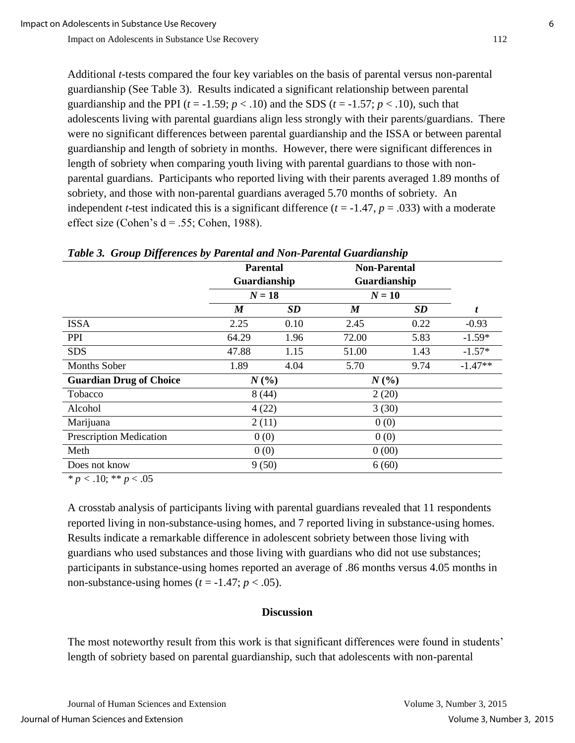Additional *t*-tests compared the four key variables on the basis of parental versus non-parental guardianship (See Table 3). Results indicated a significant relationship between parental guardianship and the PPI ($t = -1.59$; $p < .10$) and the SDS ($t = -1.57$; $p < .10$), such that adolescents living with parental guardians align less strongly with their parents/guardians. There were no significant differences between parental guardianship and the ISSA or between parental guardianship and length of sobriety in months. However, there were significant differences in length of sobriety when comparing youth living with parental guardians to those with non-parental guardians. Participants who reported living with their parents averaged 1.89 months of sobriety, and those with non-parental guardians averaged 5.70 months of sobriety. An independent *t*-test indicated this is a significant difference ($t = -1.47$, $p = .033$) with a moderate effect size (Cohen's d = .55; Cohen, 1988).

***Table 3. Group Differences by Parental and Non-Parental Guardianship***

| | **Parental Guardianship** | | **Non-Parental Guardianship** | | |
|---|---|---|---|---|---|
| | ***N* = 18** | | ***N* = 10** | | |
| | ***M*** | ***SD*** | ***M*** | ***SD*** | ***t*** |
| ISSA | 2.25 | 0.10 | 2.45 | 0.22 | -0.93 |
| PPI | 64.29 | 1.96 | 72.00 | 5.83 | -1.59* |
| SDS | 47.88 | 1.15 | 51.00 | 1.43 | -1.57* |
| Months Sober | 1.89 | 4.04 | 5.70 | 9.74 | -1.47** |
| **Guardian Drug of Choice** | ***N* (%)** | | ***N* (%)** | | |
| Tobacco | 8 (44) | | 2 (20) | | |
| Alcohol | 4 (22) | | 3 (30) | | |
| Marijuana | 2 (11) | | 0 (0) | | |
| Prescription Medication | 0 (0) | | 0 (0) | | |
| Meth | 0 (0) | | 0 (00) | | |
| Does not know | 9 (50) | | 6 (60) | | |

\* $p < .10$; ** $p < .05$

A crosstab analysis of participants living with parental guardians revealed that 11 respondents reported living in non-substance-using homes, and 7 reported living in substance-using homes. Results indicate a remarkable difference in adolescent sobriety between those living with guardians who used substances and those living with guardians who did not use substances; participants in substance-using homes reported an average of .86 months versus 4.05 months in non-substance-using homes ($t = -1.47$; $p < .05$).

## Discussion

The most noteworthy result from this work is that significant differences were found in students' length of sobriety based on parental guardianship, such that adolescents with non-parental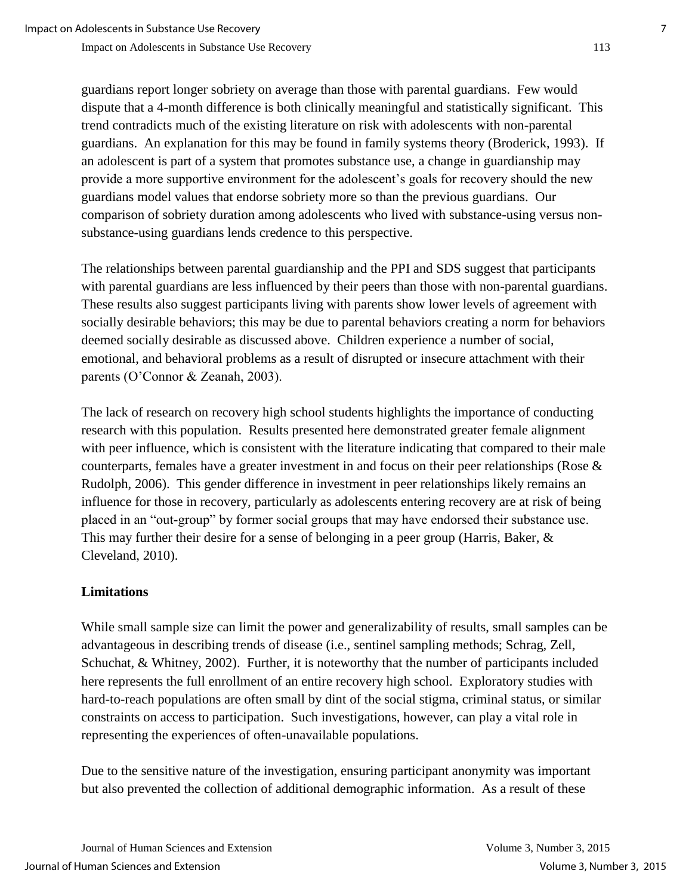guardians report longer sobriety on average than those with parental guardians. Few would dispute that a 4-month difference is both clinically meaningful and statistically significant. This trend contradicts much of the existing literature on risk with adolescents with non-parental guardians. An explanation for this may be found in family systems theory (Broderick, 1993). If an adolescent is part of a system that promotes substance use, a change in guardianship may provide a more supportive environment for the adolescent's goals for recovery should the new guardians model values that endorse sobriety more so than the previous guardians. Our comparison of sobriety duration among adolescents who lived with substance-using versus non-substance-using guardians lends credence to this perspective.

The relationships between parental guardianship and the PPI and SDS suggest that participants with parental guardians are less influenced by their peers than those with non-parental guardians. These results also suggest participants living with parents show lower levels of agreement with socially desirable behaviors; this may be due to parental behaviors creating a norm for behaviors deemed socially desirable as discussed above. Children experience a number of social, emotional, and behavioral problems as a result of disrupted or insecure attachment with their parents (O'Connor & Zeanah, 2003).

The lack of research on recovery high school students highlights the importance of conducting research with this population. Results presented here demonstrated greater female alignment with peer influence, which is consistent with the literature indicating that compared to their male counterparts, females have a greater investment in and focus on their peer relationships (Rose & Rudolph, 2006). This gender difference in investment in peer relationships likely remains an influence for those in recovery, particularly as adolescents entering recovery are at risk of being placed in an "out-group" by former social groups that may have endorsed their substance use. This may further their desire for a sense of belonging in a peer group (Harris, Baker, & Cleveland, 2010).

## Limitations

While small sample size can limit the power and generalizability of results, small samples can be advantageous in describing trends of disease (i.e., sentinel sampling methods; Schrag, Zell, Schuchat, & Whitney, 2002). Further, it is noteworthy that the number of participants included here represents the full enrollment of an entire recovery high school. Exploratory studies with hard-to-reach populations are often small by dint of the social stigma, criminal status, or similar constraints on access to participation. Such investigations, however, can play a vital role in representing the experiences of often-unavailable populations.

Due to the sensitive nature of the investigation, ensuring participant anonymity was important but also prevented the collection of additional demographic information. As a result of these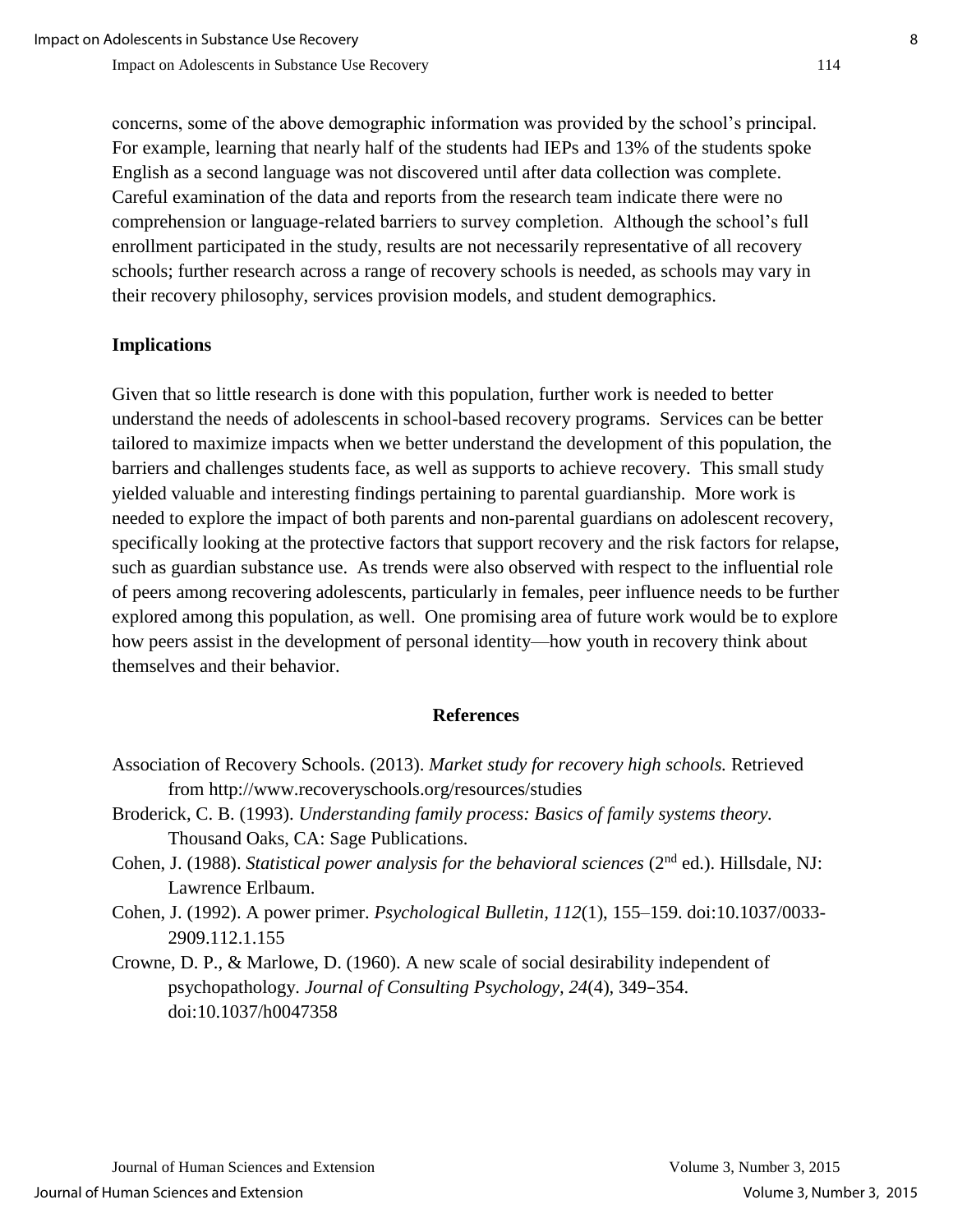concerns, some of the above demographic information was provided by the school's principal. For example, learning that nearly half of the students had IEPs and 13% of the students spoke English as a second language was not discovered until after data collection was complete. Careful examination of the data and reports from the research team indicate there were no comprehension or language-related barriers to survey completion. Although the school's full enrollment participated in the study, results are not necessarily representative of all recovery schools; further research across a range of recovery schools is needed, as schools may vary in their recovery philosophy, services provision models, and student demographics.

**Implications**

Given that so little research is done with this population, further work is needed to better understand the needs of adolescents in school-based recovery programs. Services can be better tailored to maximize impacts when we better understand the development of this population, the barriers and challenges students face, as well as supports to achieve recovery. This small study yielded valuable and interesting findings pertaining to parental guardianship. More work is needed to explore the impact of both parents and non-parental guardians on adolescent recovery, specifically looking at the protective factors that support recovery and the risk factors for relapse, such as guardian substance use. As trends were also observed with respect to the influential role of peers among recovering adolescents, particularly in females, peer influence needs to be further explored among this population, as well. One promising area of future work would be to explore how peers assist in the development of personal identity—how youth in recovery think about themselves and their behavior.

## References

Association of Recovery Schools. (2013). *Market study for recovery high schools.* Retrieved from http://www.recoveryschools.org/resources/studies

Broderick, C. B. (1993). *Understanding family process: Basics of family systems theory.* Thousand Oaks, CA: Sage Publications.

Cohen, J. (1988). *Statistical power analysis for the behavioral sciences* (2nd ed.). Hillsdale, NJ: Lawrence Erlbaum.

Cohen, J. (1992). A power primer. *Psychological Bulletin, 112*(1), 155–159. doi:10.1037/0033-2909.112.1.155

Crowne, D. P., & Marlowe, D. (1960). A new scale of social desirability independent of psychopathology. *Journal of Consulting Psychology, 24*(4), 349–354. doi:10.1037/h0047358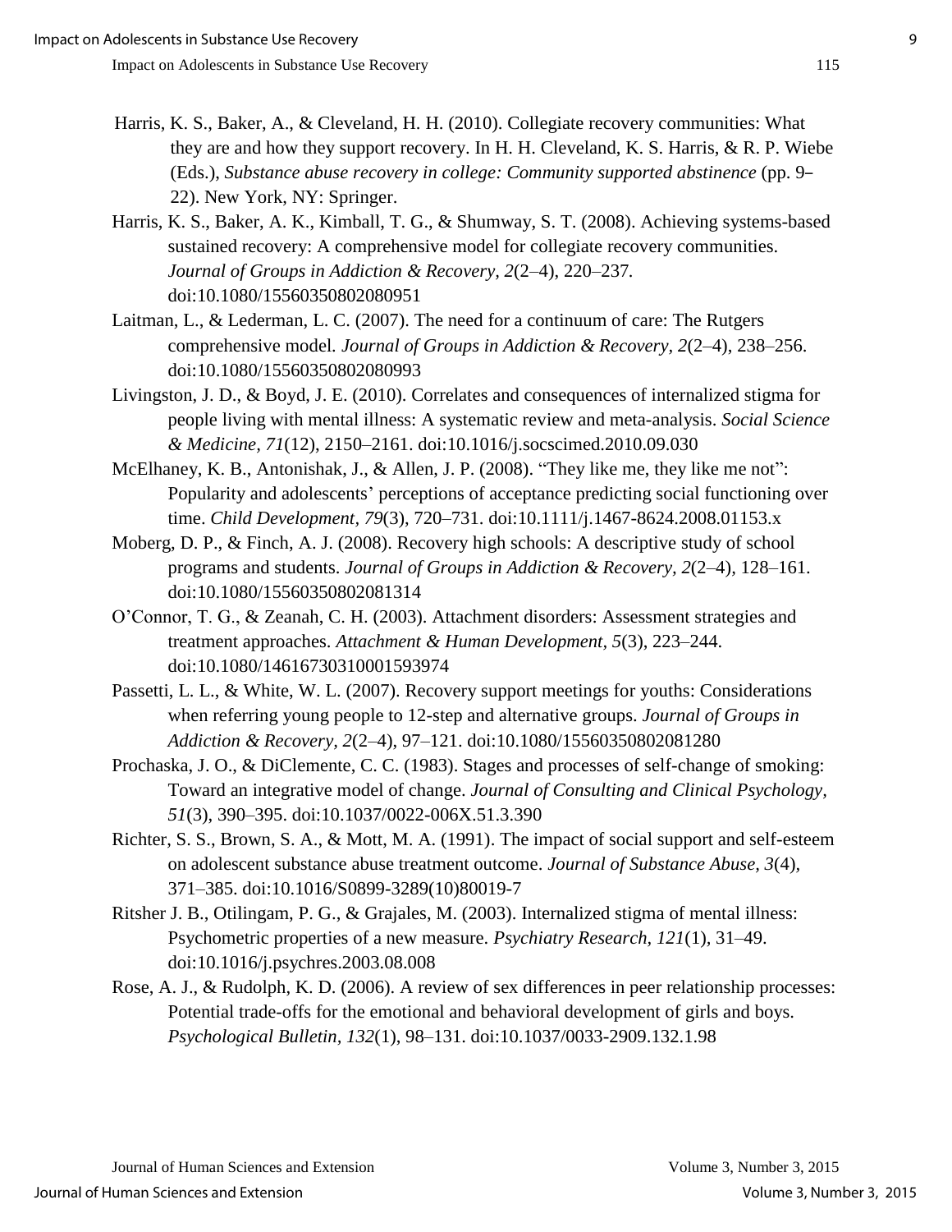Harris, K. S., Baker, A., & Cleveland, H. H. (2010). Collegiate recovery communities: What they are and how they support recovery. In H. H. Cleveland, K. S. Harris, & R. P. Wiebe (Eds.), *Substance abuse recovery in college: Community supported abstinence* (pp. 9–22). New York, NY: Springer.

Harris, K. S., Baker, A. K., Kimball, T. G., & Shumway, S. T. (2008). Achieving systems-based sustained recovery: A comprehensive model for collegiate recovery communities. *Journal of Groups in Addiction & Recovery, 2*(2–4), 220–237. doi:10.1080/15560350802080951

Laitman, L., & Lederman, L. C. (2007). The need for a continuum of care: The Rutgers comprehensive model. *Journal of Groups in Addiction & Recovery, 2*(2–4), 238–256. doi:10.1080/15560350802080993

Livingston, J. D., & Boyd, J. E. (2010). Correlates and consequences of internalized stigma for people living with mental illness: A systematic review and meta-analysis. *Social Science & Medicine, 71*(12), 2150–2161. doi:10.1016/j.socscimed.2010.09.030

McElhaney, K. B., Antonishak, J., & Allen, J. P. (2008). "They like me, they like me not": Popularity and adolescents' perceptions of acceptance predicting social functioning over time. *Child Development, 79*(3), 720–731. doi:10.1111/j.1467-8624.2008.01153.x

Moberg, D. P., & Finch, A. J. (2008). Recovery high schools: A descriptive study of school programs and students. *Journal of Groups in Addiction & Recovery, 2*(2–4), 128–161. doi:10.1080/15560350802081314

O'Connor, T. G., & Zeanah, C. H. (2003). Attachment disorders: Assessment strategies and treatment approaches. *Attachment & Human Development, 5*(3), 223–244. doi:10.1080/14616730310001593974

Passetti, L. L., & White, W. L. (2007). Recovery support meetings for youths: Considerations when referring young people to 12-step and alternative groups. *Journal of Groups in Addiction & Recovery, 2*(2–4), 97–121. doi:10.1080/15560350802081280

Prochaska, J. O., & DiClemente, C. C. (1983). Stages and processes of self-change of smoking: Toward an integrative model of change. *Journal of Consulting and Clinical Psychology, 51*(3), 390–395. doi:10.1037/0022-006X.51.3.390

Richter, S. S., Brown, S. A., & Mott, M. A. (1991). The impact of social support and self-esteem on adolescent substance abuse treatment outcome. *Journal of Substance Abuse, 3*(4), 371–385. doi:10.1016/S0899-3289(10)80019-7

Ritsher J. B., Otilingam, P. G., & Grajales, M. (2003). Internalized stigma of mental illness: Psychometric properties of a new measure. *Psychiatry Research, 121*(1), 31–49. doi:10.1016/j.psychres.2003.08.008

Rose, A. J., & Rudolph, K. D. (2006). A review of sex differences in peer relationship processes: Potential trade-offs for the emotional and behavioral development of girls and boys. *Psychological Bulletin, 132*(1), 98–131. doi:10.1037/0033-2909.132.1.98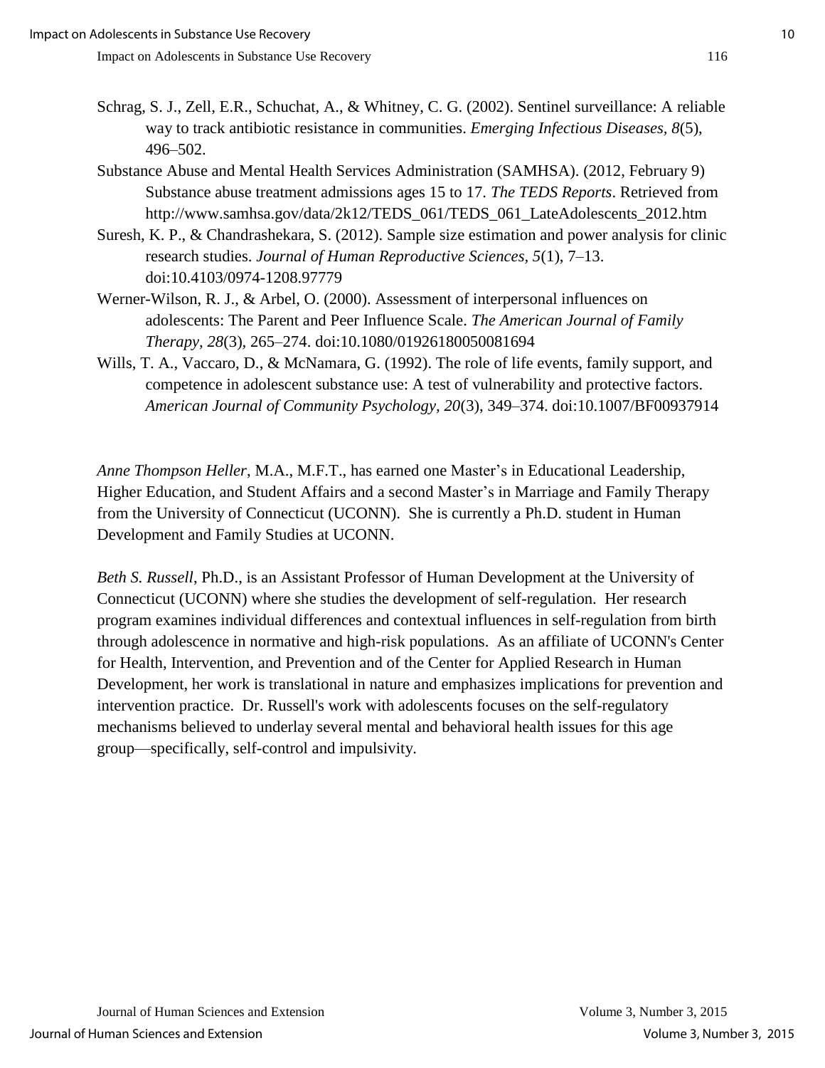Schrag, S. J., Zell, E.R., Schuchat, A., & Whitney, C. G. (2002). Sentinel surveillance: A reliable way to track antibiotic resistance in communities. *Emerging Infectious Diseases, 8*(5), 496–502.

Substance Abuse and Mental Health Services Administration (SAMHSA). (2012, February 9) Substance abuse treatment admissions ages 15 to 17. *The TEDS Reports*. Retrieved from http://www.samhsa.gov/data/2k12/TEDS_061/TEDS_061_LateAdolescents_2012.htm

Suresh, K. P., & Chandrashekara, S. (2012). Sample size estimation and power analysis for clinic research studies. *Journal of Human Reproductive Sciences, 5*(1), 7–13. doi:10.4103/0974-1208.97779

Werner-Wilson, R. J., & Arbel, O. (2000). Assessment of interpersonal influences on adolescents: The Parent and Peer Influence Scale. *The American Journal of Family Therapy, 28*(3), 265–274. doi:10.1080/01926180050081694

Wills, T. A., Vaccaro, D., & McNamara, G. (1992). The role of life events, family support, and competence in adolescent substance use: A test of vulnerability and protective factors. *American Journal of Community Psychology, 20*(3), 349–374. doi:10.1007/BF00937914

*Anne Thompson Heller*, M.A., M.F.T., has earned one Master's in Educational Leadership, Higher Education, and Student Affairs and a second Master's in Marriage and Family Therapy from the University of Connecticut (UCONN). She is currently a Ph.D. student in Human Development and Family Studies at UCONN.

*Beth S. Russell*, Ph.D., is an Assistant Professor of Human Development at the University of Connecticut (UCONN) where she studies the development of self-regulation. Her research program examines individual differences and contextual influences in self-regulation from birth through adolescence in normative and high-risk populations. As an affiliate of UCONN's Center for Health, Intervention, and Prevention and of the Center for Applied Research in Human Development, her work is translational in nature and emphasizes implications for prevention and intervention practice. Dr. Russell's work with adolescents focuses on the self-regulatory mechanisms believed to underlay several mental and behavioral health issues for this age group—specifically, self-control and impulsivity.